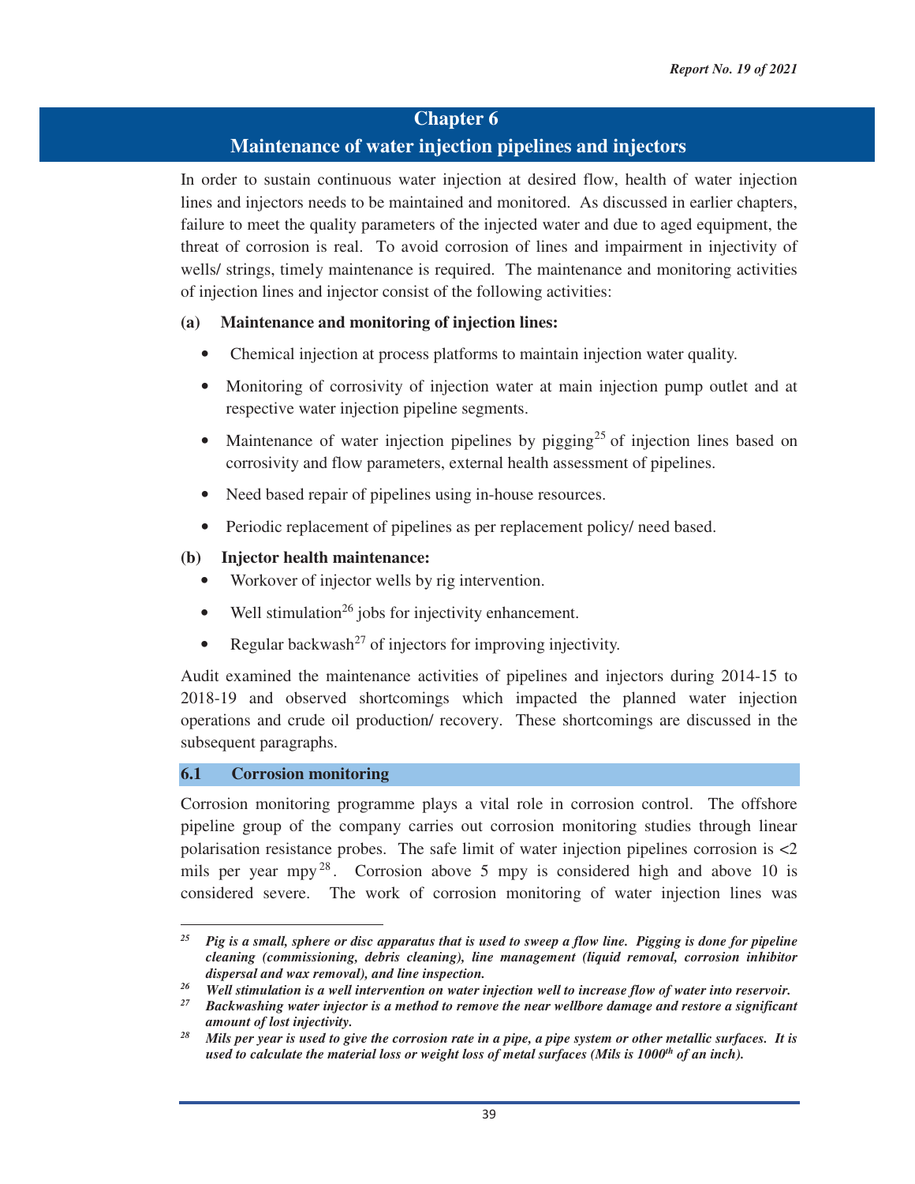# Chapter 6

## Maintenance of water injection pipelines and injectors

In order to sustain continuous water injection at desired flow, health of water injection lines and injectors needs to be maintained and monitored. As discussed in earlier chapters, failure to meet the quality parameters of the injected water and due to aged equipment, the threat of corrosion is real. To avoid corrosion of lines and impairment in injectivity of wells/ strings, timely maintenance is required. The maintenance and monitoring activities of injection lines and injector consist of the following activities:

**(a) Maintenance and monitoring of injection lines:**

- Chemical injection at process platforms to maintain injection water quality.
- Monitoring of corrosivity of injection water at main injection pump outlet and at respective water injection pipeline segments.
- Maintenance of water injection pipelines by pigging[25] of injection lines based on corrosivity and flow parameters, external health assessment of pipelines.
- Need based repair of pipelines using in-house resources.
- Periodic replacement of pipelines as per replacement policy/ need based.

**(b) Injector health maintenance:**

- Workover of injector wells by rig intervention.
- Well stimulation[26] jobs for injectivity enhancement.
- Regular backwash[27] of injectors for improving injectivity.

Audit examined the maintenance activities of pipelines and injectors during 2014-15 to 2018-19 and observed shortcomings which impacted the planned water injection operations and crude oil production/ recovery. These shortcomings are discussed in the subsequent paragraphs.

### 6.1 Corrosion monitoring

Corrosion monitoring programme plays a vital role in corrosion control. The offshore pipeline group of the company carries out corrosion monitoring studies through linear polarisation resistance probes. The safe limit of water injection pipelines corrosion is <2 mils per year mpy[28]. Corrosion above 5 mpy is considered high and above 10 is considered severe. The work of corrosion monitoring of water injection lines was

---

[25] ***Pig is a small, sphere or disc apparatus that is used to sweep a flow line. Pigging is done for pipeline cleaning (commissioning, debris cleaning), line management (liquid removal, corrosion inhibitor dispersal and wax removal), and line inspection.***

[26] ***Well stimulation is a well intervention on water injection well to increase flow of water into reservoir.***

[27] ***Backwashing water injector is a method to remove the near wellbore damage and restore a significant amount of lost injectivity.***

[28] ***Mils per year is used to give the corrosion rate in a pipe, a pipe system or other metallic surfaces. It is used to calculate the material loss or weight loss of metal surfaces (Mils is 1000$^{th}$ of an inch).***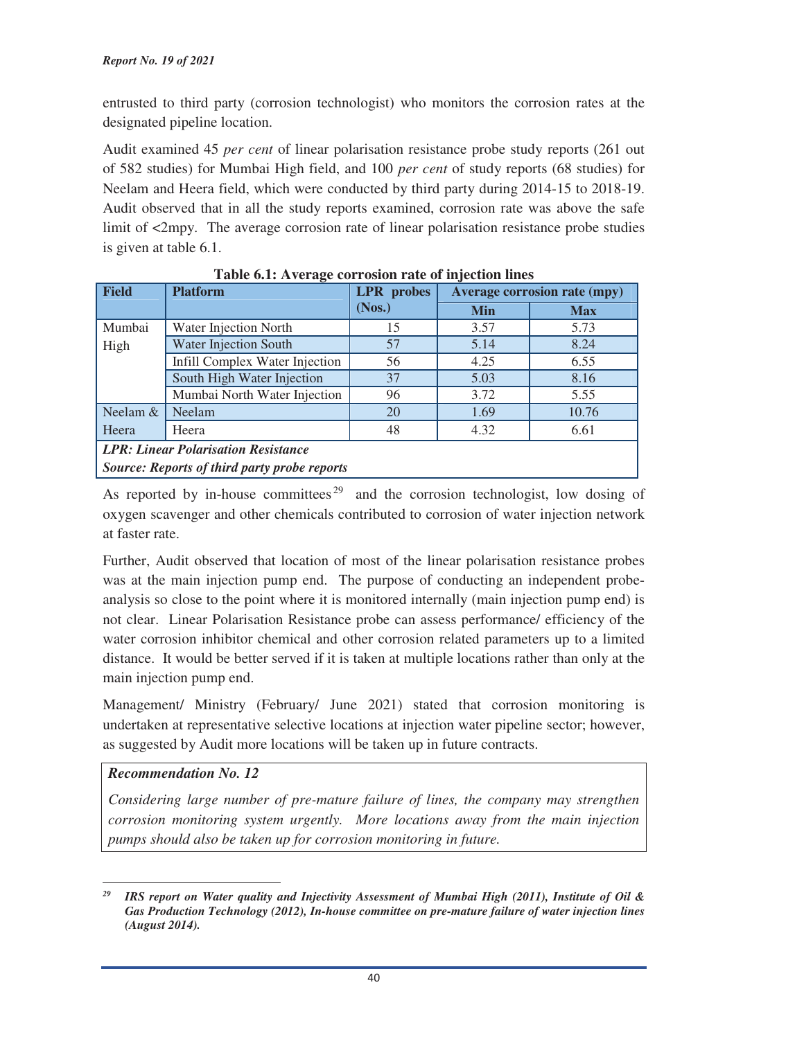entrusted to third party (corrosion technologist) who monitors the corrosion rates at the designated pipeline location.

Audit examined 45 *per cent* of linear polarisation resistance probe study reports (261 out of 582 studies) for Mumbai High field, and 100 *per cent* of study reports (68 studies) for Neelam and Heera field, which were conducted by third party during 2014-15 to 2018-19. Audit observed that in all the study reports examined, corrosion rate was above the safe limit of <2mpy. The average corrosion rate of linear polarisation resistance probe studies is given at table 6.1.

**Table 6.1: Average corrosion rate of injection lines**

| Field | Platform | LPR probes (Nos.) | Average corrosion rate (mpy) | |
|---|---|---|---|---|
| | | | Min | Max |
| Mumbai High | Water Injection North | 15 | 3.57 | 5.73 |
| | Water Injection South | 57 | 5.14 | 8.24 |
| | Infill Complex Water Injection | 56 | 4.25 | 6.55 |
| | South High Water Injection | 37 | 5.03 | 8.16 |
| | Mumbai North Water Injection | 96 | 3.72 | 5.55 |
| Neelam & Heera | Neelam | 20 | 1.69 | 10.76 |
| | Heera | 48 | 4.32 | 6.61 |

***LPR: Linear Polarisation Resistance***

***Source: Reports of third party probe reports***

As reported by in-house committees[29] and the corrosion technologist, low dosing of oxygen scavenger and other chemicals contributed to corrosion of water injection network at faster rate.

Further, Audit observed that location of most of the linear polarisation resistance probes was at the main injection pump end. The purpose of conducting an independent probe-analysis so close to the point where it is monitored internally (main injection pump end) is not clear. Linear Polarisation Resistance probe can assess performance/ efficiency of the water corrosion inhibitor chemical and other corrosion related parameters up to a limited distance. It would be better served if it is taken at multiple locations rather than only at the main injection pump end.

Management/ Ministry (February/ June 2021) stated that corrosion monitoring is undertaken at representative selective locations at injection water pipeline sector; however, as suggested by Audit more locations will be taken up in future contracts.

> ***Recommendation No. 12***
>
> *Considering large number of pre-mature failure of lines, the company may strengthen corrosion monitoring system urgently. More locations away from the main injection pumps should also be taken up for corrosion monitoring in future.*

---

[29] ***IRS report on Water quality and Injectivity Assessment of Mumbai High (2011), Institute of Oil & Gas Production Technology (2012), In-house committee on pre-mature failure of water injection lines (August 2014).***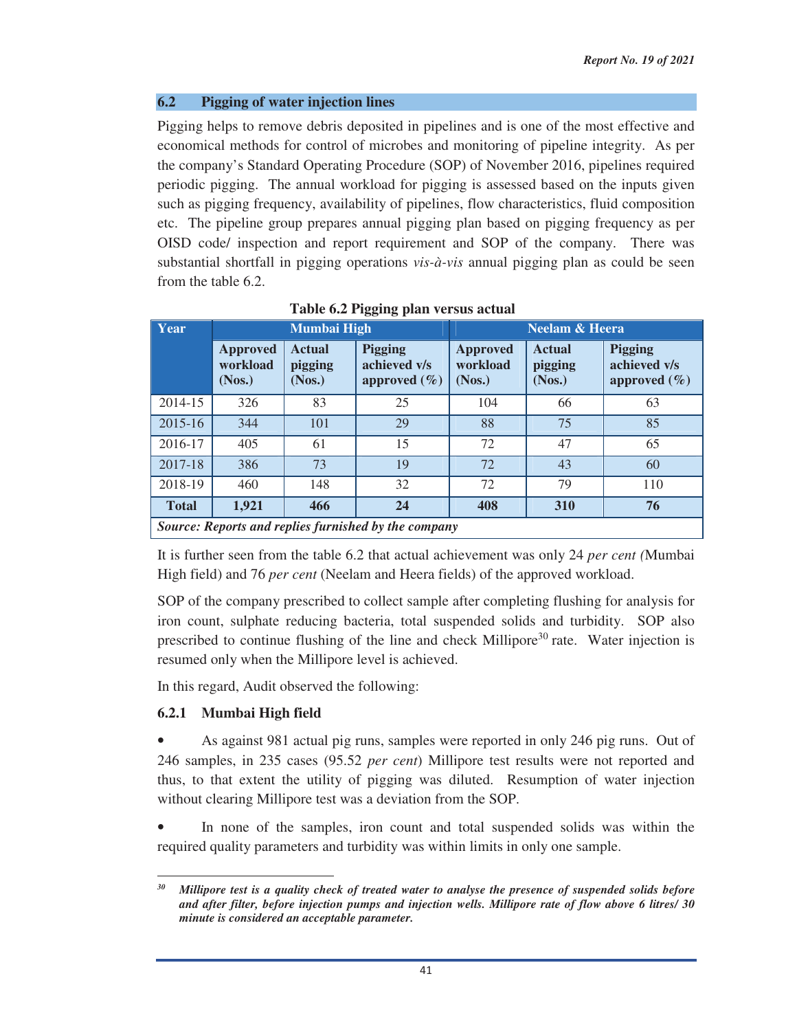## 6.2 Pigging of water injection lines

Pigging helps to remove debris deposited in pipelines and is one of the most effective and economical methods for control of microbes and monitoring of pipeline integrity. As per the company's Standard Operating Procedure (SOP) of November 2016, pipelines required periodic pigging. The annual workload for pigging is assessed based on the inputs given such as pigging frequency, availability of pipelines, flow characteristics, fluid composition etc. The pipeline group prepares annual pigging plan based on pigging frequency as per OISD code/ inspection and report requirement and SOP of the company. There was substantial shortfall in pigging operations *vis-à-vis* annual pigging plan as could be seen from the table 6.2.

**Table 6.2 Pigging plan versus actual**

| Year | Mumbai High | | | Neelam & Heera | | |
|---|---|---|---|---|---|---|
| | Approved workload (Nos.) | Actual pigging (Nos.) | Pigging achieved v/s approved (%) | Approved workload (Nos.) | Actual pigging (Nos.) | Pigging achieved v/s approved (%) |
| 2014-15 | 326 | 83 | 25 | 104 | 66 | 63 |
| 2015-16 | 344 | 101 | 29 | 88 | 75 | 85 |
| 2016-17 | 405 | 61 | 15 | 72 | 47 | 65 |
| 2017-18 | 386 | 73 | 19 | 72 | 43 | 60 |
| 2018-19 | 460 | 148 | 32 | 72 | 79 | 110 |
| **Total** | **1,921** | **466** | **24** | **408** | **310** | **76** |

***Source: Reports and replies furnished by the company***

It is further seen from the table 6.2 that actual achievement was only 24 *per cent (*Mumbai High field) and 76 *per cent* (Neelam and Heera fields) of the approved workload.

SOP of the company prescribed to collect sample after completing flushing for analysis for iron count, sulphate reducing bacteria, total suspended solids and turbidity. SOP also prescribed to continue flushing of the line and check Millipore[30] rate. Water injection is resumed only when the Millipore level is achieved.

In this regard, Audit observed the following:

### 6.2.1 Mumbai High field

- As against 981 actual pig runs, samples were reported in only 246 pig runs. Out of 246 samples, in 235 cases (95.52 *per cent*) Millipore test results were not reported and thus, to that extent the utility of pigging was diluted. Resumption of water injection without clearing Millipore test was a deviation from the SOP.

- In none of the samples, iron count and total suspended solids was within the required quality parameters and turbidity was within limits in only one sample.

---

[30] ***Millipore test is a quality check of treated water to analyse the presence of suspended solids before and after filter, before injection pumps and injection wells. Millipore rate of flow above 6 litres/ 30 minute is considered an acceptable parameter.***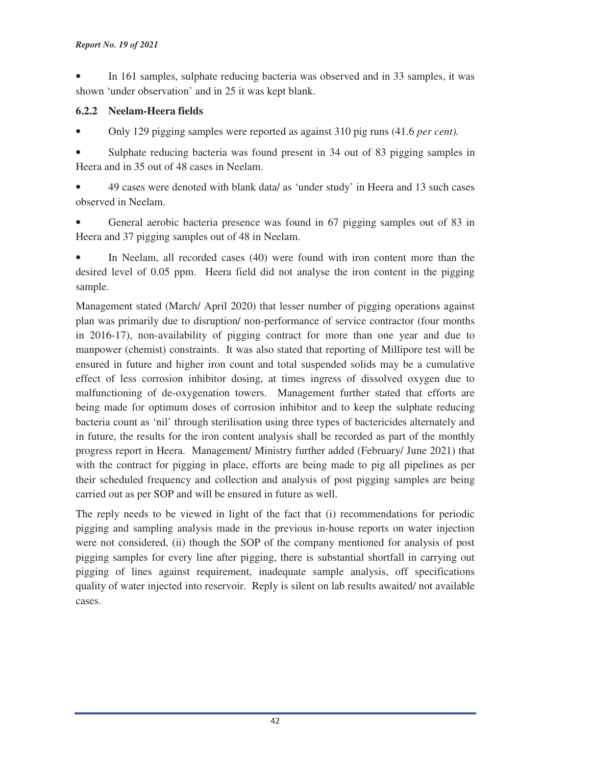- In 161 samples, sulphate reducing bacteria was observed and in 33 samples, it was shown 'under observation' and in 25 it was kept blank.

### 6.2.2 Neelam-Heera fields

- Only 129 pigging samples were reported as against 310 pig runs (41.6 *per cent).*
- Sulphate reducing bacteria was found present in 34 out of 83 pigging samples in Heera and in 35 out of 48 cases in Neelam.
- 49 cases were denoted with blank data/ as 'under study' in Heera and 13 such cases observed in Neelam.
- General aerobic bacteria presence was found in 67 pigging samples out of 83 in Heera and 37 pigging samples out of 48 in Neelam.
- In Neelam, all recorded cases (40) were found with iron content more than the desired level of 0.05 ppm. Heera field did not analyse the iron content in the pigging sample.

Management stated (March/ April 2020) that lesser number of pigging operations against plan was primarily due to disruption/ non-performance of service contractor (four months in 2016-17), non-availability of pigging contract for more than one year and due to manpower (chemist) constraints. It was also stated that reporting of Millipore test will be ensured in future and higher iron count and total suspended solids may be a cumulative effect of less corrosion inhibitor dosing, at times ingress of dissolved oxygen due to malfunctioning of de-oxygenation towers. Management further stated that efforts are being made for optimum doses of corrosion inhibitor and to keep the sulphate reducing bacteria count as 'nil' through sterilisation using three types of bactericides alternately and in future, the results for the iron content analysis shall be recorded as part of the monthly progress report in Heera. Management/ Ministry further added (February/ June 2021) that with the contract for pigging in place, efforts are being made to pig all pipelines as per their scheduled frequency and collection and analysis of post pigging samples are being carried out as per SOP and will be ensured in future as well.

The reply needs to be viewed in light of the fact that (i) recommendations for periodic pigging and sampling analysis made in the previous in-house reports on water injection were not considered, (ii) though the SOP of the company mentioned for analysis of post pigging samples for every line after pigging, there is substantial shortfall in carrying out pigging of lines against requirement, inadequate sample analysis, off specifications quality of water injected into reservoir. Reply is silent on lab results awaited/ not available cases.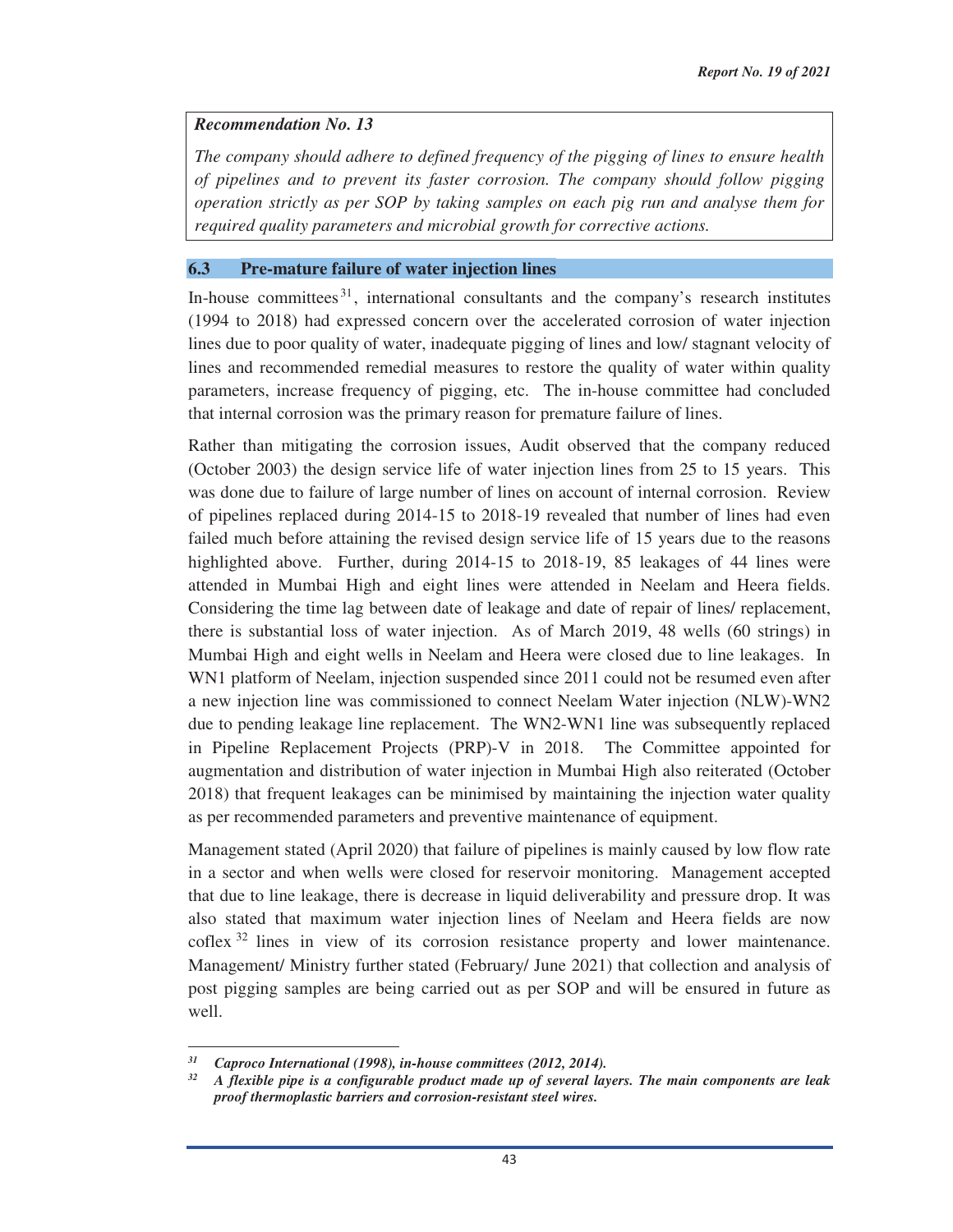*Recommendation No. 13*

*The company should adhere to defined frequency of the pigging of lines to ensure health of pipelines and to prevent its faster corrosion. The company should follow pigging operation strictly as per SOP by taking samples on each pig run and analyse them for required quality parameters and microbial growth for corrective actions.*

### 6.3 Pre-mature failure of water injection lines

In-house committees[31], international consultants and the company's research institutes (1994 to 2018) had expressed concern over the accelerated corrosion of water injection lines due to poor quality of water, inadequate pigging of lines and low/ stagnant velocity of lines and recommended remedial measures to restore the quality of water within quality parameters, increase frequency of pigging, etc. The in-house committee had concluded that internal corrosion was the primary reason for premature failure of lines.

Rather than mitigating the corrosion issues, Audit observed that the company reduced (October 2003) the design service life of water injection lines from 25 to 15 years. This was done due to failure of large number of lines on account of internal corrosion. Review of pipelines replaced during 2014-15 to 2018-19 revealed that number of lines had even failed much before attaining the revised design service life of 15 years due to the reasons highlighted above. Further, during 2014-15 to 2018-19, 85 leakages of 44 lines were attended in Mumbai High and eight lines were attended in Neelam and Heera fields. Considering the time lag between date of leakage and date of repair of lines/ replacement, there is substantial loss of water injection. As of March 2019, 48 wells (60 strings) in Mumbai High and eight wells in Neelam and Heera were closed due to line leakages. In WN1 platform of Neelam, injection suspended since 2011 could not be resumed even after a new injection line was commissioned to connect Neelam Water injection (NLW)-WN2 due to pending leakage line replacement. The WN2-WN1 line was subsequently replaced in Pipeline Replacement Projects (PRP)-V in 2018. The Committee appointed for augmentation and distribution of water injection in Mumbai High also reiterated (October 2018) that frequent leakages can be minimised by maintaining the injection water quality as per recommended parameters and preventive maintenance of equipment.

Management stated (April 2020) that failure of pipelines is mainly caused by low flow rate in a sector and when wells were closed for reservoir monitoring. Management accepted that due to line leakage, there is decrease in liquid deliverability and pressure drop. It was also stated that maximum water injection lines of Neelam and Heera fields are now coflex[32] lines in view of its corrosion resistance property and lower maintenance. Management/ Ministry further stated (February/ June 2021) that collection and analysis of post pigging samples are being carried out as per SOP and will be ensured in future as well.

---

[31] *Caproco International (1998), in-house committees (2012, 2014).*

[32] *A flexible pipe is a configurable product made up of several layers. The main components are leak proof thermoplastic barriers and corrosion-resistant steel wires.*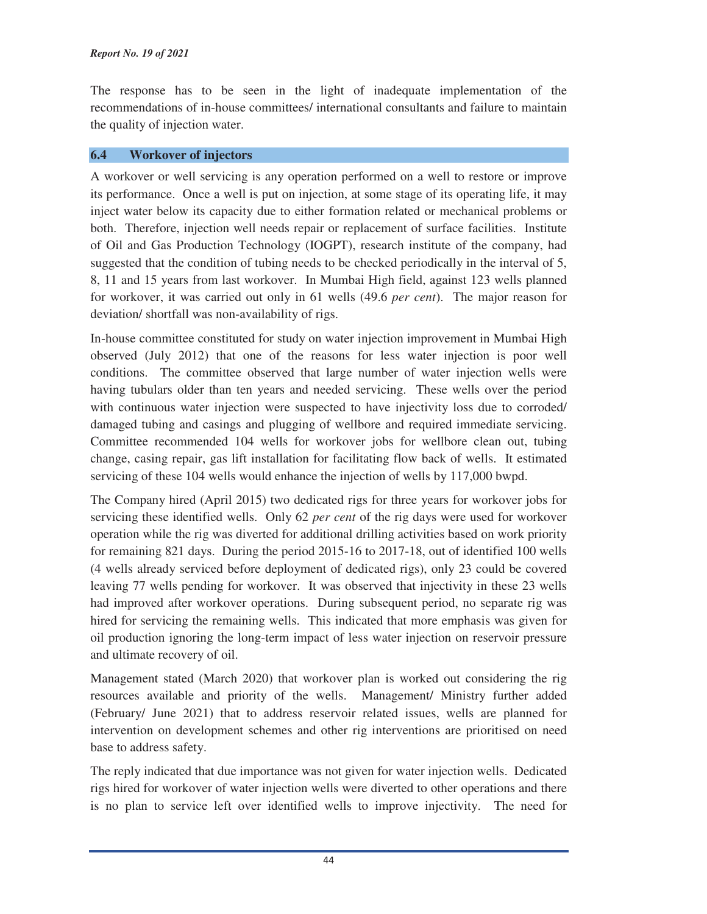The response has to be seen in the light of inadequate implementation of the recommendations of in-house committees/ international consultants and failure to maintain the quality of injection water.

## 6.4 Workover of injectors

A workover or well servicing is any operation performed on a well to restore or improve its performance. Once a well is put on injection, at some stage of its operating life, it may inject water below its capacity due to either formation related or mechanical problems or both. Therefore, injection well needs repair or replacement of surface facilities. Institute of Oil and Gas Production Technology (IOGPT), research institute of the company, had suggested that the condition of tubing needs to be checked periodically in the interval of 5, 8, 11 and 15 years from last workover. In Mumbai High field, against 123 wells planned for workover, it was carried out only in 61 wells (49.6 *per cent*). The major reason for deviation/ shortfall was non-availability of rigs.

In-house committee constituted for study on water injection improvement in Mumbai High observed (July 2012) that one of the reasons for less water injection is poor well conditions. The committee observed that large number of water injection wells were having tubulars older than ten years and needed servicing. These wells over the period with continuous water injection were suspected to have injectivity loss due to corroded/ damaged tubing and casings and plugging of wellbore and required immediate servicing. Committee recommended 104 wells for workover jobs for wellbore clean out, tubing change, casing repair, gas lift installation for facilitating flow back of wells. It estimated servicing of these 104 wells would enhance the injection of wells by 117,000 bwpd.

The Company hired (April 2015) two dedicated rigs for three years for workover jobs for servicing these identified wells. Only 62 *per cent* of the rig days were used for workover operation while the rig was diverted for additional drilling activities based on work priority for remaining 821 days. During the period 2015-16 to 2017-18, out of identified 100 wells (4 wells already serviced before deployment of dedicated rigs), only 23 could be covered leaving 77 wells pending for workover. It was observed that injectivity in these 23 wells had improved after workover operations. During subsequent period, no separate rig was hired for servicing the remaining wells. This indicated that more emphasis was given for oil production ignoring the long-term impact of less water injection on reservoir pressure and ultimate recovery of oil.

Management stated (March 2020) that workover plan is worked out considering the rig resources available and priority of the wells. Management/ Ministry further added (February/ June 2021) that to address reservoir related issues, wells are planned for intervention on development schemes and other rig interventions are prioritised on need base to address safety.

The reply indicated that due importance was not given for water injection wells. Dedicated rigs hired for workover of water injection wells were diverted to other operations and there is no plan to service left over identified wells to improve injectivity. The need for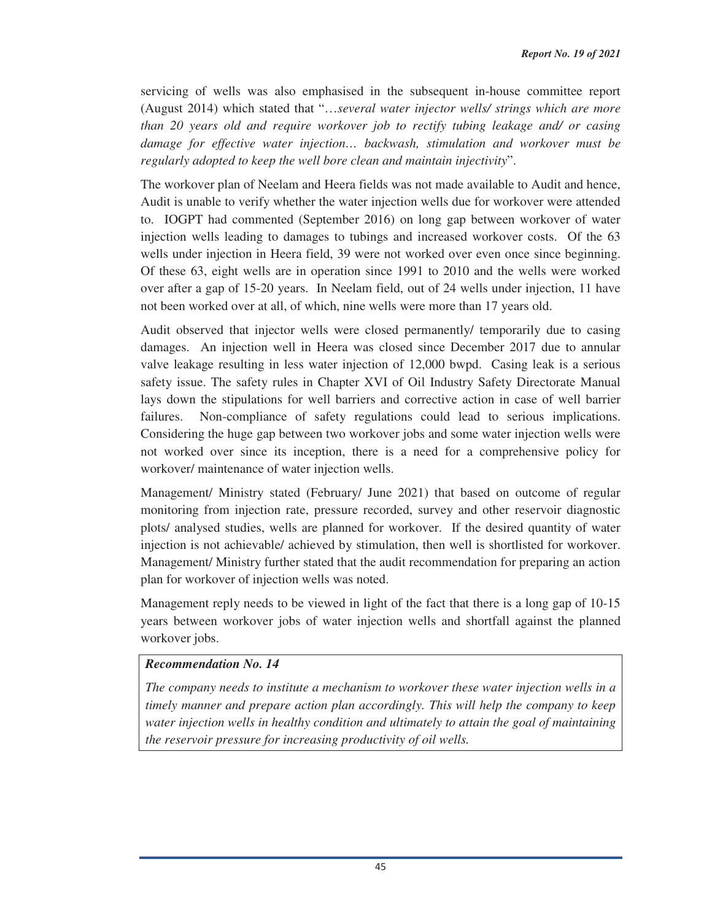servicing of wells was also emphasised in the subsequent in-house committee report (August 2014) which stated that "…*several water injector wells/ strings which are more than 20 years old and require workover job to rectify tubing leakage and/ or casing damage for effective water injection… backwash, stimulation and workover must be regularly adopted to keep the well bore clean and maintain injectivity*".

The workover plan of Neelam and Heera fields was not made available to Audit and hence, Audit is unable to verify whether the water injection wells due for workover were attended to. IOGPT had commented (September 2016) on long gap between workover of water injection wells leading to damages to tubings and increased workover costs. Of the 63 wells under injection in Heera field, 39 were not worked over even once since beginning. Of these 63, eight wells are in operation since 1991 to 2010 and the wells were worked over after a gap of 15-20 years. In Neelam field, out of 24 wells under injection, 11 have not been worked over at all, of which, nine wells were more than 17 years old.

Audit observed that injector wells were closed permanently/ temporarily due to casing damages. An injection well in Heera was closed since December 2017 due to annular valve leakage resulting in less water injection of 12,000 bwpd. Casing leak is a serious safety issue. The safety rules in Chapter XVI of Oil Industry Safety Directorate Manual lays down the stipulations for well barriers and corrective action in case of well barrier failures. Non-compliance of safety regulations could lead to serious implications. Considering the huge gap between two workover jobs and some water injection wells were not worked over since its inception, there is a need for a comprehensive policy for workover/ maintenance of water injection wells.

Management/ Ministry stated (February/ June 2021) that based on outcome of regular monitoring from injection rate, pressure recorded, survey and other reservoir diagnostic plots/ analysed studies, wells are planned for workover. If the desired quantity of water injection is not achievable/ achieved by stimulation, then well is shortlisted for workover. Management/ Ministry further stated that the audit recommendation for preparing an action plan for workover of injection wells was noted.

Management reply needs to be viewed in light of the fact that there is a long gap of 10-15 years between workover jobs of water injection wells and shortfall against the planned workover jobs.

***Recommendation No. 14***

*The company needs to institute a mechanism to workover these water injection wells in a timely manner and prepare action plan accordingly. This will help the company to keep water injection wells in healthy condition and ultimately to attain the goal of maintaining the reservoir pressure for increasing productivity of oil wells.*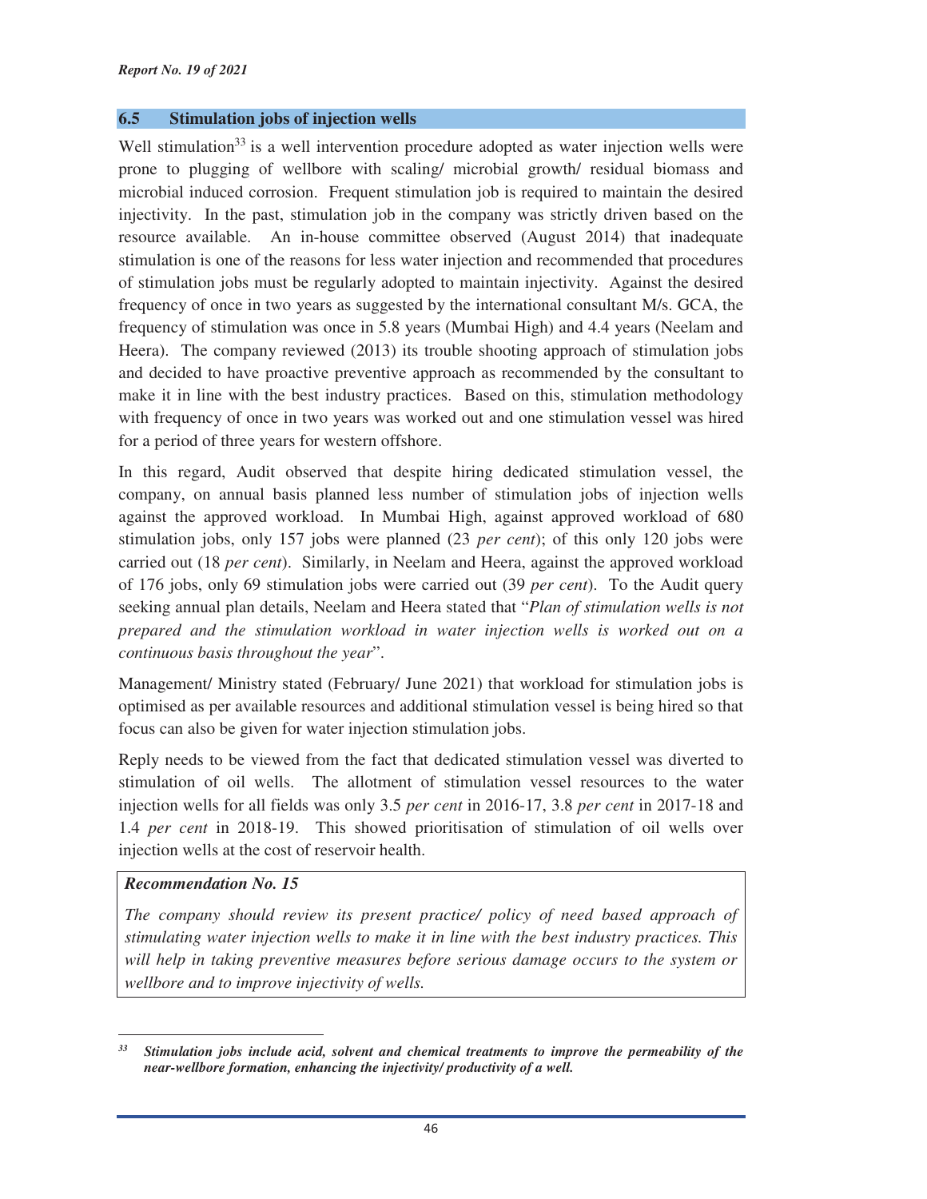## 6.5 Stimulation jobs of injection wells

Well stimulation[33] is a well intervention procedure adopted as water injection wells were prone to plugging of wellbore with scaling/ microbial growth/ residual biomass and microbial induced corrosion. Frequent stimulation job is required to maintain the desired injectivity. In the past, stimulation job in the company was strictly driven based on the resource available. An in-house committee observed (August 2014) that inadequate stimulation is one of the reasons for less water injection and recommended that procedures of stimulation jobs must be regularly adopted to maintain injectivity. Against the desired frequency of once in two years as suggested by the international consultant M/s. GCA, the frequency of stimulation was once in 5.8 years (Mumbai High) and 4.4 years (Neelam and Heera). The company reviewed (2013) its trouble shooting approach of stimulation jobs and decided to have proactive preventive approach as recommended by the consultant to make it in line with the best industry practices. Based on this, stimulation methodology with frequency of once in two years was worked out and one stimulation vessel was hired for a period of three years for western offshore.

In this regard, Audit observed that despite hiring dedicated stimulation vessel, the company, on annual basis planned less number of stimulation jobs of injection wells against the approved workload. In Mumbai High, against approved workload of 680 stimulation jobs, only 157 jobs were planned (23 *per cent*); of this only 120 jobs were carried out (18 *per cent*). Similarly, in Neelam and Heera, against the approved workload of 176 jobs, only 69 stimulation jobs were carried out (39 *per cent*). To the Audit query seeking annual plan details, Neelam and Heera stated that "*Plan of stimulation wells is not prepared and the stimulation workload in water injection wells is worked out on a continuous basis throughout the year*".

Management/ Ministry stated (February/ June 2021) that workload for stimulation jobs is optimised as per available resources and additional stimulation vessel is being hired so that focus can also be given for water injection stimulation jobs.

Reply needs to be viewed from the fact that dedicated stimulation vessel was diverted to stimulation of oil wells. The allotment of stimulation vessel resources to the water injection wells for all fields was only 3.5 *per cent* in 2016-17, 3.8 *per cent* in 2017-18 and 1.4 *per cent* in 2018-19. This showed prioritisation of stimulation of oil wells over injection wells at the cost of reservoir health.

> ***Recommendation No. 15***
>
> *The company should review its present practice/ policy of need based approach of stimulating water injection wells to make it in line with the best industry practices. This will help in taking preventive measures before serious damage occurs to the system or wellbore and to improve injectivity of wells.*

---

[33] ***Stimulation jobs include acid, solvent and chemical treatments to improve the permeability of the near-wellbore formation, enhancing the injectivity/ productivity of a well.***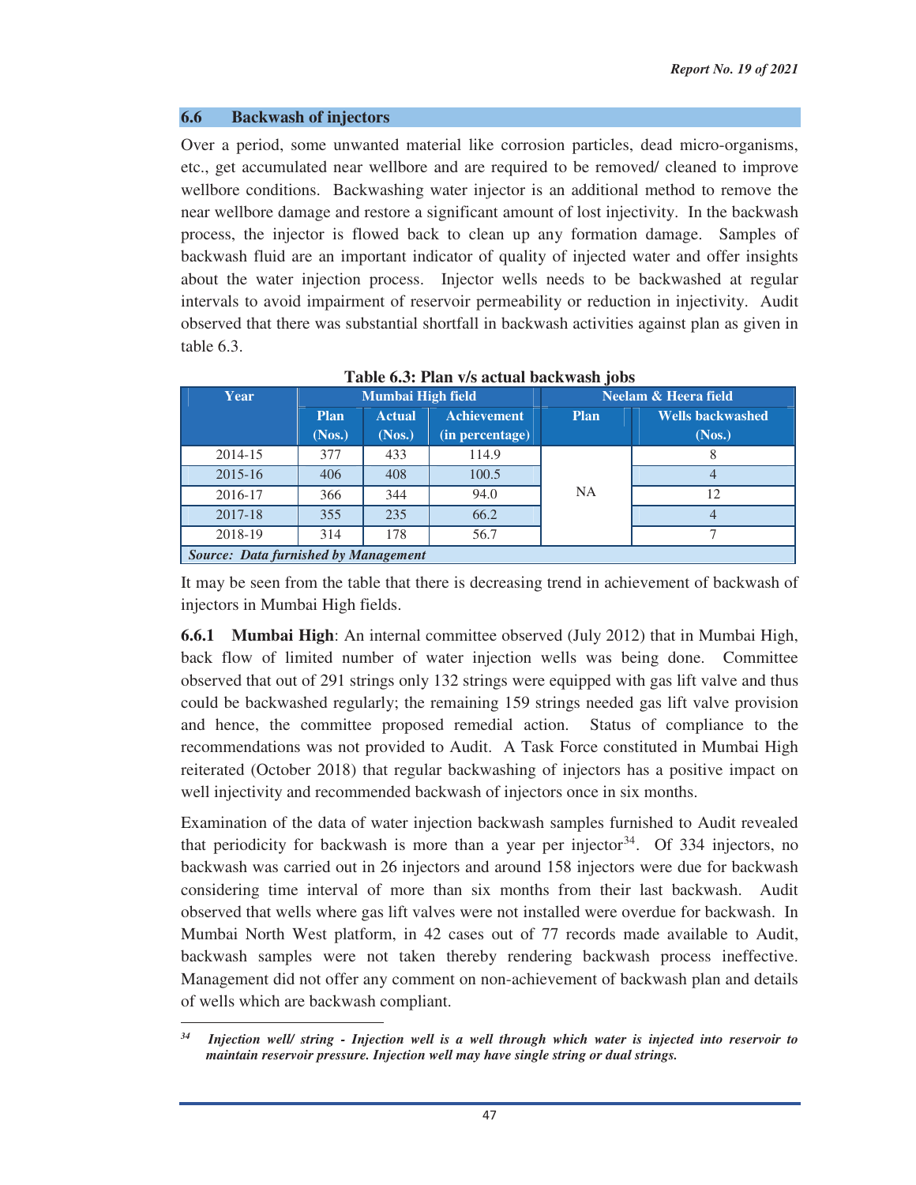## 6.6 Backwash of injectors

Over a period, some unwanted material like corrosion particles, dead micro-organisms, etc., get accumulated near wellbore and are required to be removed/ cleaned to improve wellbore conditions. Backwashing water injector is an additional method to remove the near wellbore damage and restore a significant amount of lost injectivity. In the backwash process, the injector is flowed back to clean up any formation damage. Samples of backwash fluid are an important indicator of quality of injected water and offer insights about the water injection process. Injector wells needs to be backwashed at regular intervals to avoid impairment of reservoir permeability or reduction in injectivity. Audit observed that there was substantial shortfall in backwash activities against plan as given in table 6.3.

**Table 6.3: Plan v/s actual backwash jobs**

| Year | Mumbai High field | | | Neelam & Heera field | |
|---|---|---|---|---|---|
| | Plan (Nos.) | Actual (Nos.) | Achievement (in percentage) | Plan | Wells backwashed (Nos.) |
| 2014-15 | 377 | 433 | 114.9 | NA | 8 |
| 2015-16 | 406 | 408 | 100.5 | | 4 |
| 2016-17 | 366 | 344 | 94.0 | | 12 |
| 2017-18 | 355 | 235 | 66.2 | | 4 |
| 2018-19 | 314 | 178 | 56.7 | | 7 |

*Source: Data furnished by Management*

It may be seen from the table that there is decreasing trend in achievement of backwash of injectors in Mumbai High fields.

**6.6.1 Mumbai High**: An internal committee observed (July 2012) that in Mumbai High, back flow of limited number of water injection wells was being done. Committee observed that out of 291 strings only 132 strings were equipped with gas lift valve and thus could be backwashed regularly; the remaining 159 strings needed gas lift valve provision and hence, the committee proposed remedial action. Status of compliance to the recommendations was not provided to Audit. A Task Force constituted in Mumbai High reiterated (October 2018) that regular backwashing of injectors has a positive impact on well injectivity and recommended backwash of injectors once in six months.

Examination of the data of water injection backwash samples furnished to Audit revealed that periodicity for backwash is more than a year per injector[34]. Of 334 injectors, no backwash was carried out in 26 injectors and around 158 injectors were due for backwash considering time interval of more than six months from their last backwash. Audit observed that wells where gas lift valves were not installed were overdue for backwash. In Mumbai North West platform, in 42 cases out of 77 records made available to Audit, backwash samples were not taken thereby rendering backwash process ineffective. Management did not offer any comment on non-achievement of backwash plan and details of wells which are backwash compliant.

---

[34] ***Injection well/ string - Injection well is a well through which water is injected into reservoir to maintain reservoir pressure. Injection well may have single string or dual strings.***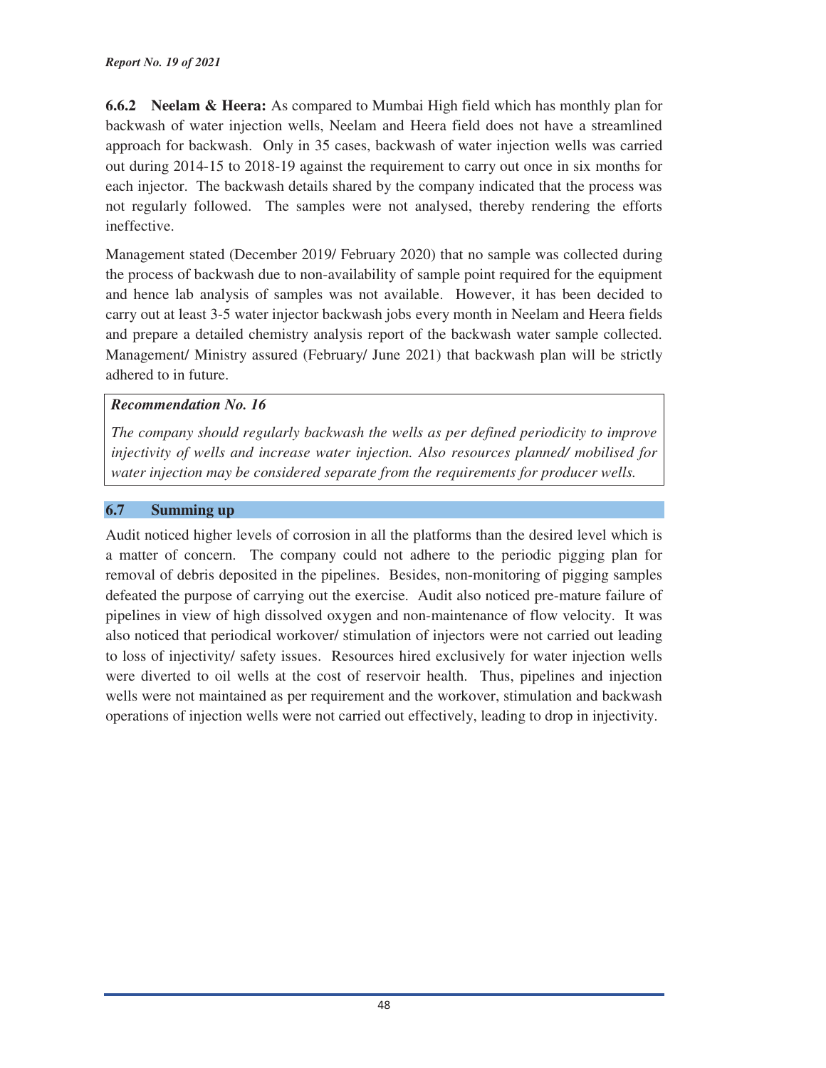**6.6.2 Neelam & Heera:** As compared to Mumbai High field which has monthly plan for backwash of water injection wells, Neelam and Heera field does not have a streamlined approach for backwash. Only in 35 cases, backwash of water injection wells was carried out during 2014-15 to 2018-19 against the requirement to carry out once in six months for each injector. The backwash details shared by the company indicated that the process was not regularly followed. The samples were not analysed, thereby rendering the efforts ineffective.

Management stated (December 2019/ February 2020) that no sample was collected during the process of backwash due to non-availability of sample point required for the equipment and hence lab analysis of samples was not available. However, it has been decided to carry out at least 3-5 water injector backwash jobs every month in Neelam and Heera fields and prepare a detailed chemistry analysis report of the backwash water sample collected. Management/ Ministry assured (February/ June 2021) that backwash plan will be strictly adhered to in future.

> ***Recommendation No. 16***
>
> *The company should regularly backwash the wells as per defined periodicity to improve injectivity of wells and increase water injection. Also resources planned/ mobilised for water injection may be considered separate from the requirements for producer wells.*

## 6.7 Summing up

Audit noticed higher levels of corrosion in all the platforms than the desired level which is a matter of concern. The company could not adhere to the periodic pigging plan for removal of debris deposited in the pipelines. Besides, non-monitoring of pigging samples defeated the purpose of carrying out the exercise. Audit also noticed pre-mature failure of pipelines in view of high dissolved oxygen and non-maintenance of flow velocity. It was also noticed that periodical workover/ stimulation of injectors were not carried out leading to loss of injectivity/ safety issues. Resources hired exclusively for water injection wells were diverted to oil wells at the cost of reservoir health. Thus, pipelines and injection wells were not maintained as per requirement and the workover, stimulation and backwash operations of injection wells were not carried out effectively, leading to drop in injectivity.